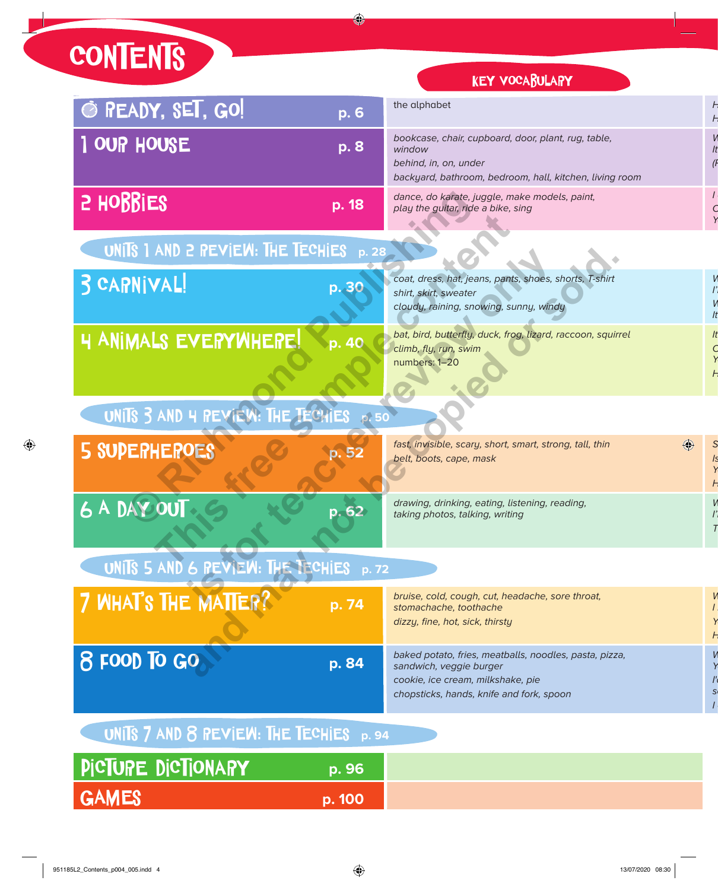# CONTENTS

| | | KEY VOCABULARY |
|---|---|---|
| READY, SET, GO! | p. 6 | the alphabet |
| 1 OUR HOUSE | p. 8 | *bookcase, chair, cupboard, door, plant, rug, table, window*<br>*behind, in, on, under*<br>*backyard, bathroom, bedroom, hall, kitchen, living room* |
| 2 HOBBIES | p. 18 | *dance, do karate, juggle, make models, paint, play the guitar, ride a bike, sing* |
| UNITS 1 AND 2 REVIEW: THE TECHIES | p. 28 | |
| 3 CARNIVAL! | p. 30 | *coat, dress, hat, jeans, pants, shoes, shorts, T-shirt shirt, skirt, sweater*<br>*cloudy, raining, snowing, sunny, windy* |
| 4 ANIMALS EVERYWHERE! | p. 40 | *bat, bird, butterfly, duck, frog, lizard, raccoon, squirrel*<br>*climb, fly, run, swim*<br>*numbers: 1–20* |
| UNITS 3 AND 4 REVIEW: THE TECHIES | p. 50 | |
| 5 SUPERHEROES | p. 52 | *fast, invisible, scary, short, smart, strong, tall, thin*<br>*belt, boots, cape, mask* |
| 6 A DAY OUT | p. 62 | *drawing, drinking, eating, listening, reading, taking photos, talking, writing* |
| UNITS 5 AND 6 REVIEW: THE TECHIES | p. 72 | |
| 7 WHAT'S THE MATTER? | p. 74 | *bruise, cold, cough, cut, headache, sore throat, stomachache, toothache*<br>*dizzy, fine, hot, sick, thirsty* |
| 8 FOOD TO GO | p. 84 | *baked potato, fries, meatballs, noodles, pasta, pizza, sandwich, veggie burger*<br>*cookie, ice cream, milkshake, pie*<br>*chopsticks, hands, knife and fork, spoon* |
| UNITS 7 AND 8 REVIEW: THE TECHIES | p. 94 | |
| PICTURE DICTIONARY | p. 96 | |
| GAMES | p. 100 | |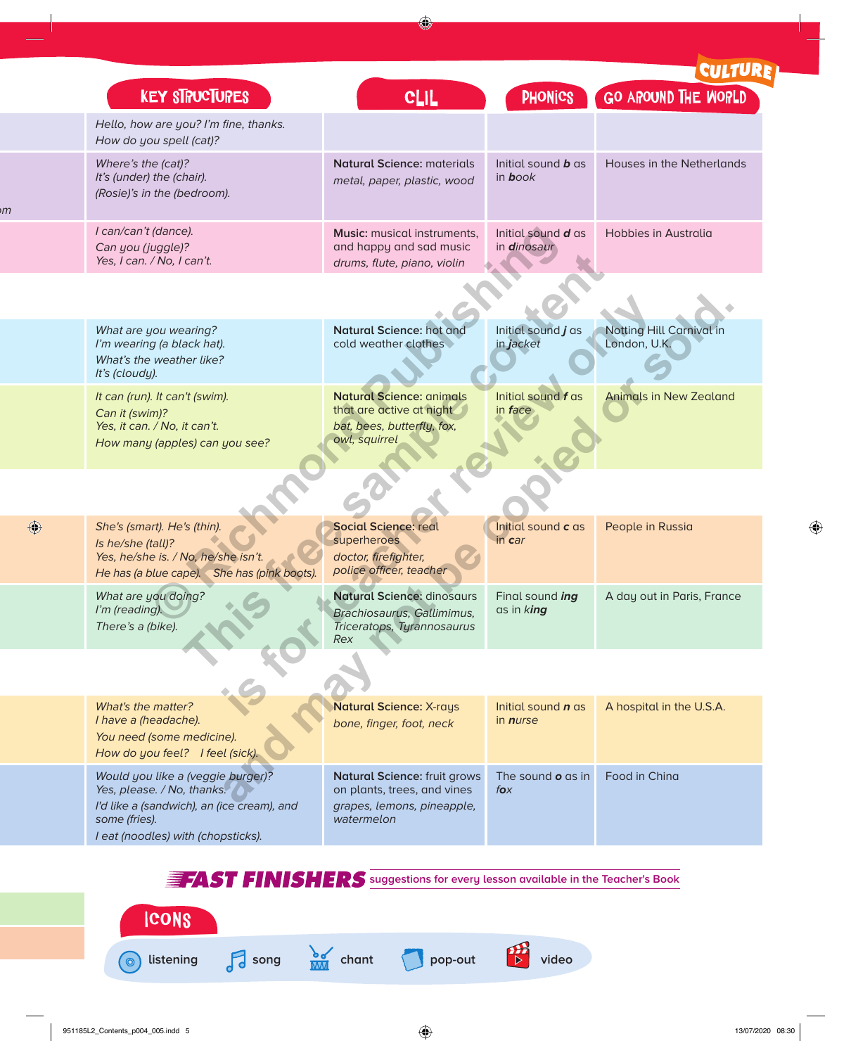CULTURE

| KEY STRUCTURES | CLIL | PHONICS | GO AROUND THE WORLD |
|---|---|---|---|
| *Hello, how are you? I'm fine, thanks.* <br> *How do you spell (cat)?* | | | |
| *Where's the (cat)?* <br> *It's (under) the (chair).* <br> *(Rosie)'s in the (bedroom).* | **Natural Science:** materials <br> *metal, paper, plastic, wood* | Initial sound ***b*** as in ***b**ook* | Houses in the Netherlands |
| *I can/can't (dance).* <br> *Can you (juggle)?* <br> *Yes, I can. / No, I can't.* | **Music:** musical instruments, and happy and sad music <br> *drums, flute, piano, violin* | Initial sound ***d*** as in ***d**inosaur* | Hobbies in Australia |
| *What are you wearing?* <br> *I'm wearing (a black hat).* <br> *What's the weather like?* <br> *It's (cloudy).* | **Natural Science:** hot and cold weather clothes | Initial sound ***j*** as in ***j**acket* | Notting Hill Carnival in London, U.K. |
| *It can (run). It can't (swim).* <br> *Can it (swim)?* <br> *Yes, it can. / No, it can't.* <br> *How many (apples) can you see?* | **Natural Science:** animals that are active at night <br> *bat, bees, butterfly, fox, owl, squirrel* | Initial sound ***f*** as in ***f**ace* | Animals in New Zealand |
| *She's (smart). He's (thin).* <br> *Is he/she (tall)?* <br> *Yes, he/she is. / No, he/she isn't.* <br> *He has (a blue cape). She has (pink boots).* | **Social Science:** real superheroes <br> *doctor, firefighter, police officer, teacher* | Initial sound ***c*** as in ***c**ar* | People in Russia |
| *What are you doing?* <br> *I'm (reading).* <br> *There's a (bike).* | **Natural Science:** dinosaurs <br> *Brachiosaurus, Gallimimus, Triceratops, Tyrannosaurus Rex* | Final sound ***ing*** as in *k**ing*** | A day out in Paris, France |
| *What's the matter?* <br> *I have a (headache).* <br> *You need (some medicine).* <br> *How do you feel? I feel (sick).* | **Natural Science:** X-rays <br> *bone, finger, foot, neck* | Initial sound ***n*** as in ***n**urse* | A hospital in the U.S.A. |
| *Would you like a (veggie burger)?* <br> *Yes, please. / No, thanks.* <br> *I'd like a (sandwich), an (ice cream), and some (fries).* <br> *I eat (noodles) with (chopsticks).* | **Natural Science:** fruit grows on plants, trees, and vines <br> *grapes, lemons, pineapple, watermelon* | The sound ***o*** as in *f**o**x* | Food in China |

**FAST FINISHERS** suggestions for every lesson available in the Teacher's Book

## ICONS

listening | song | chant | pop-out | video